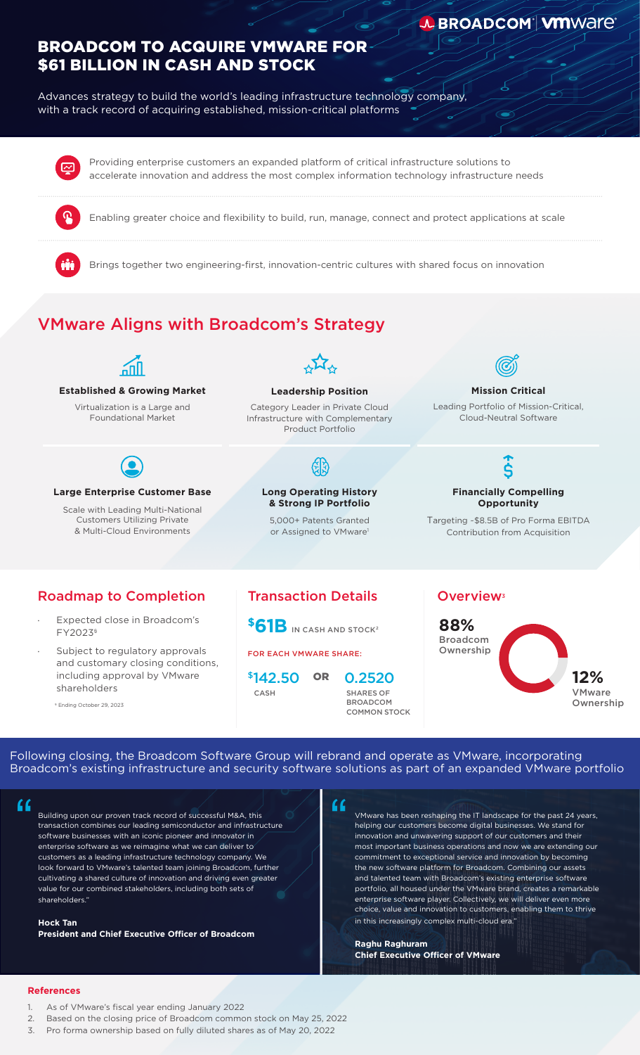BROADCOM | vmware

# BROADCOM TO ACQUIRE VMWARE FOR $61 BILLION IN CASH AND STOCK

Advances strategy to build the world's leading infrastructure technology company, with a track record of acquiring established, mission-critical platforms

- Providing enterprise customers an expanded platform of critical infrastructure solutions to accelerate innovation and address the most complex information technology infrastructure needs
- Enabling greater choice and flexibility to build, run, manage, connect and protect applications at scale
- Brings together two engineering-first, innovation-centric cultures with shared focus on innovation

## VMware Aligns with Broadcom's Strategy

**Established & Growing Market**

Virtualization is a Large and Foundational Market

**Leadership Position**

Category Leader in Private Cloud Infrastructure with Complementary Product Portfolio

**Mission Critical**

Leading Portfolio of Mission-Critical, Cloud-Neutral Software

**Large Enterprise Customer Base**

Scale with Leading Multi-National Customers Utilizing Private & Multi-Cloud Environments

**Long Operating History & Strong IP Portfolio**

5,000+ Patents Granted or Assigned to VMware[1]

**Financially Compelling Opportunity**

Targeting ~$8.5B of Pro Forma EBITDA Contribution from Acquisition

## Roadmap to Completion

- Expected close in Broadcom's FY2023[§]
- Subject to regulatory approvals and customary closing conditions, including approval by VMware shareholders

§ Ending October 29, 2023

## Transaction Details

**$61B** IN CASH AND STOCK[2]

FOR EACH VMWARE SHARE:

**$142.50** CASH **OR** **0.2520** SHARES OF BROADCOM COMMON STOCK

## Overview[3]

**88%** Broadcom Ownership

**12%** VMware Ownership

Following closing, the Broadcom Software Group will rebrand and operate as VMware, incorporating Broadcom's existing infrastructure and security software solutions as part of an expanded VMware portfolio

"Building upon our proven track record of successful M&A, this transaction combines our leading semiconductor and infrastructure software businesses with an iconic pioneer and innovator in enterprise software as we reimagine what we can deliver to customers as a leading infrastructure technology company. We look forward to VMware's talented team joining Broadcom, further cultivating a shared culture of innovation and driving even greater value for our combined stakeholders, including both sets of shareholders."

**Hock Tan**
**President and Chief Executive Officer of Broadcom**

"VMware has been reshaping the IT landscape for the past 24 years, helping our customers become digital businesses. We stand for innovation and unwavering support of our customers and their most important business operations and now we are extending our commitment to exceptional service and innovation by becoming the new software platform for Broadcom. Combining our assets and talented team with Broadcom's existing enterprise software portfolio, all housed under the VMware brand, creates a remarkable enterprise software player. Collectively, we will deliver even more choice, value and innovation to customers, enabling them to thrive in this increasingly complex multi-cloud era."

**Raghu Raghuram**
**Chief Executive Officer of VMware**

**References**

1. As of VMware's fiscal year ending January 2022
2. Based on the closing price of Broadcom common stock on May 25, 2022
3. Pro forma ownership based on fully diluted shares as of May 20, 2022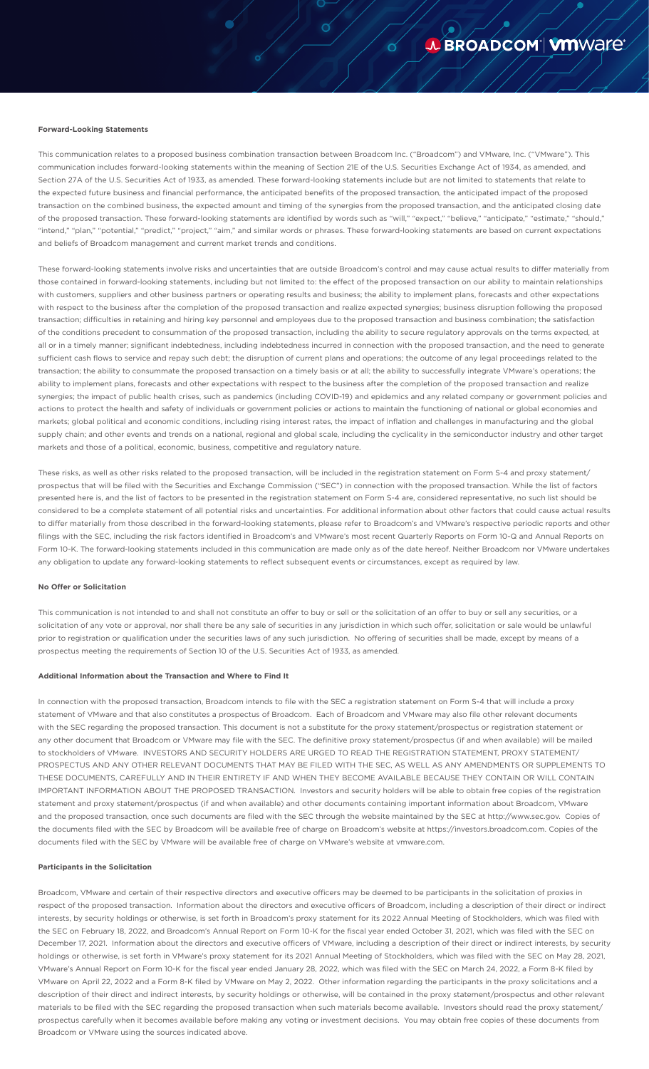### Forward-Looking Statements

This communication relates to a proposed business combination transaction between Broadcom Inc. ("Broadcom") and VMware, Inc. ("VMware"). This communication includes forward-looking statements within the meaning of Section 21E of the U.S. Securities Exchange Act of 1934, as amended, and Section 27A of the U.S. Securities Act of 1933, as amended. These forward-looking statements include but are not limited to statements that relate to the expected future business and financial performance, the anticipated benefits of the proposed transaction, the anticipated impact of the proposed transaction on the combined business, the expected amount and timing of the synergies from the proposed transaction, and the anticipated closing date of the proposed transaction. These forward-looking statements are identified by words such as "will," "expect," "believe," "anticipate," "estimate," "should," "intend," "plan," "potential," "predict," "project," "aim," and similar words or phrases. These forward-looking statements are based on current expectations and beliefs of Broadcom management and current market trends and conditions.

These forward-looking statements involve risks and uncertainties that are outside Broadcom's control and may cause actual results to differ materially from those contained in forward-looking statements, including but not limited to: the effect of the proposed transaction on our ability to maintain relationships with customers, suppliers and other business partners or operating results and business; the ability to implement plans, forecasts and other expectations with respect to the business after the completion of the proposed transaction and realize expected synergies; business disruption following the proposed transaction; difficulties in retaining and hiring key personnel and employees due to the proposed transaction and business combination; the satisfaction of the conditions precedent to consummation of the proposed transaction, including the ability to secure regulatory approvals on the terms expected, at all or in a timely manner; significant indebtedness, including indebtedness incurred in connection with the proposed transaction, and the need to generate sufficient cash flows to service and repay such debt; the disruption of current plans and operations; the outcome of any legal proceedings related to the transaction; the ability to consummate the proposed transaction on a timely basis or at all; the ability to successfully integrate VMware's operations; the ability to implement plans, forecasts and other expectations with respect to the business after the completion of the proposed transaction and realize synergies; the impact of public health crises, such as pandemics (including COVID-19) and epidemics and any related company or government policies and actions to protect the health and safety of individuals or government policies or actions to maintain the functioning of national or global economies and markets; global political and economic conditions, including rising interest rates, the impact of inflation and challenges in manufacturing and the global supply chain; and other events and trends on a national, regional and global scale, including the cyclicality in the semiconductor industry and other target markets and those of a political, economic, business, competitive and regulatory nature.

These risks, as well as other risks related to the proposed transaction, will be included in the registration statement on Form S-4 and proxy statement/prospectus that will be filed with the Securities and Exchange Commission ("SEC") in connection with the proposed transaction. While the list of factors presented here is, and the list of factors to be presented in the registration statement on Form S-4 are, considered representative, no such list should be considered to be a complete statement of all potential risks and uncertainties. For additional information about other factors that could cause actual results to differ materially from those described in the forward-looking statements, please refer to Broadcom's and VMware's respective periodic reports and other filings with the SEC, including the risk factors identified in Broadcom's and VMware's most recent Quarterly Reports on Form 10-Q and Annual Reports on Form 10-K. The forward-looking statements included in this communication are made only as of the date hereof. Neither Broadcom nor VMware undertakes any obligation to update any forward-looking statements to reflect subsequent events or circumstances, except as required by law.

### No Offer or Solicitation

This communication is not intended to and shall not constitute an offer to buy or sell or the solicitation of an offer to buy or sell any securities, or a solicitation of any vote or approval, nor shall there be any sale of securities in any jurisdiction in which such offer, solicitation or sale would be unlawful prior to registration or qualification under the securities laws of any such jurisdiction. No offering of securities shall be made, except by means of a prospectus meeting the requirements of Section 10 of the U.S. Securities Act of 1933, as amended.

### Additional Information about the Transaction and Where to Find It

In connection with the proposed transaction, Broadcom intends to file with the SEC a registration statement on Form S-4 that will include a proxy statement of VMware and that also constitutes a prospectus of Broadcom. Each of Broadcom and VMware may also file other relevant documents with the SEC regarding the proposed transaction. This document is not a substitute for the proxy statement/prospectus or registration statement or any other document that Broadcom or VMware may file with the SEC. The definitive proxy statement/prospectus (if and when available) will be mailed to stockholders of VMware. INVESTORS AND SECURITY HOLDERS ARE URGED TO READ THE REGISTRATION STATEMENT, PROXY STATEMENT/PROSPECTUS AND ANY OTHER RELEVANT DOCUMENTS THAT MAY BE FILED WITH THE SEC, AS WELL AS ANY AMENDMENTS OR SUPPLEMENTS TO THESE DOCUMENTS, CAREFULLY AND IN THEIR ENTIRETY IF AND WHEN THEY BECOME AVAILABLE BECAUSE THEY CONTAIN OR WILL CONTAIN IMPORTANT INFORMATION ABOUT THE PROPOSED TRANSACTION. Investors and security holders will be able to obtain free copies of the registration statement and proxy statement/prospectus (if and when available) and other documents containing important information about Broadcom, VMware and the proposed transaction, once such documents are filed with the SEC through the website maintained by the SEC at http://www.sec.gov. Copies of the documents filed with the SEC by Broadcom will be available free of charge on Broadcom's website at https://investors.broadcom.com. Copies of the documents filed with the SEC by VMware will be available free of charge on VMware's website at vmware.com.

### Participants in the Solicitation

Broadcom, VMware and certain of their respective directors and executive officers may be deemed to be participants in the solicitation of proxies in respect of the proposed transaction. Information about the directors and executive officers of Broadcom, including a description of their direct or indirect interests, by security holdings or otherwise, is set forth in Broadcom's proxy statement for its 2022 Annual Meeting of Stockholders, which was filed with the SEC on February 18, 2022, and Broadcom's Annual Report on Form 10-K for the fiscal year ended October 31, 2021, which was filed with the SEC on December 17, 2021. Information about the directors and executive officers of VMware, including a description of their direct or indirect interests, by security holdings or otherwise, is set forth in VMware's proxy statement for its 2021 Annual Meeting of Stockholders, which was filed with the SEC on May 28, 2021, VMware's Annual Report on Form 10-K for the fiscal year ended January 28, 2022, which was filed with the SEC on March 24, 2022, a Form 8-K filed by VMware on April 22, 2022 and a Form 8-K filed by VMware on May 2, 2022. Other information regarding the participants in the proxy solicitations and a description of their direct and indirect interests, by security holdings or otherwise, will be contained in the proxy statement/prospectus and other relevant materials to be filed with the SEC regarding the proposed transaction when such materials become available. Investors should read the proxy statement/prospectus carefully when it becomes available before making any voting or investment decisions. You may obtain free copies of these documents from Broadcom or VMware using the sources indicated above.